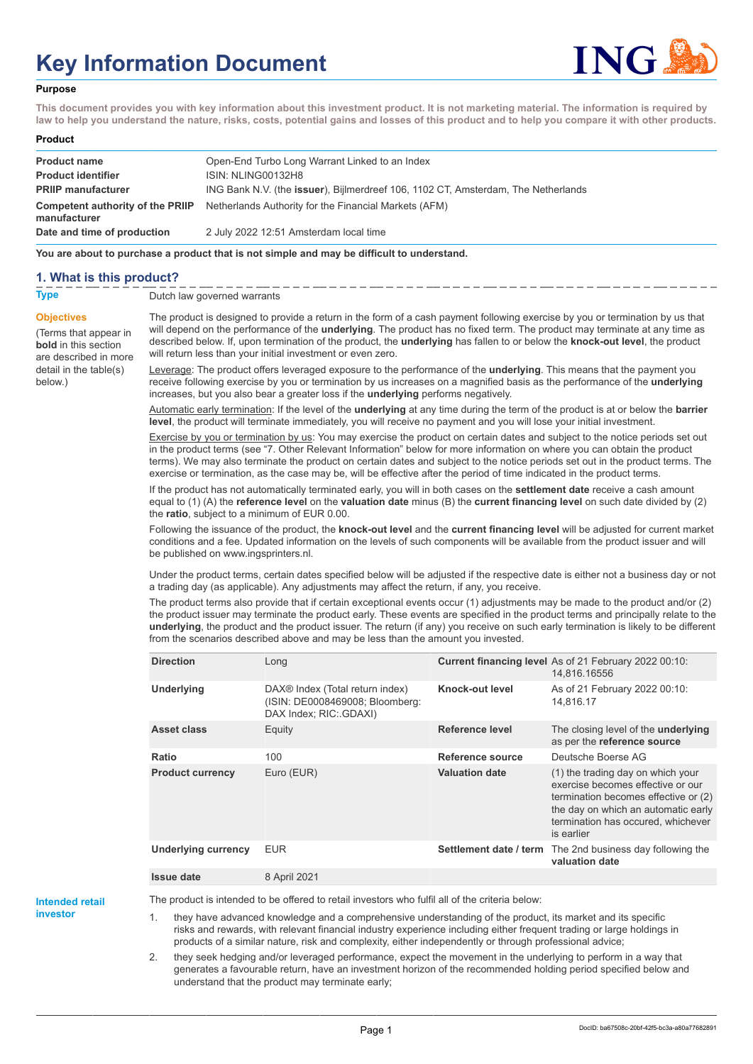# Key Information Document

**Purpose**

**This document provides you with key information about this investment product. It is not marketing material. The information is required by law to help you understand the nature, risks, costs, potential gains and losses of this product and to help you compare it with other products.**

**Product**

| | |
|---|---|
| **Product name** | Open-End Turbo Long Warrant Linked to an Index |
| **Product identifier** | ISIN: NLING00132H8 |
| **PRIIP manufacturer** | ING Bank N.V. (the **issuer**), Bijlmerdreef 106, 1102 CT, Amsterdam, The Netherlands |
| **Competent authority of the PRIIP manufacturer** | Netherlands Authority for the Financial Markets (AFM) |
| **Date and time of production** | 2 July 2022 12:51 Amsterdam local time |

**You are about to purchase a product that is not simple and may be difficult to understand.**

## 1. What is this product?

**Type**

Dutch law governed warrants

**Objectives**

(Terms that appear in **bold** in this section are described in more detail in the table(s) below.)

The product is designed to provide a return in the form of a cash payment following exercise by you or termination by us that will depend on the performance of the **underlying**. The product has no fixed term. The product may terminate at any time as described below. If, upon termination of the product, the **underlying** has fallen to or below the **knock-out level**, the product will return less than your initial investment or even zero.

Leverage: The product offers leveraged exposure to the performance of the **underlying**. This means that the payment you receive following exercise by you or termination by us increases on a magnified basis as the performance of the **underlying** increases, but you also bear a greater loss if the **underlying** performs negatively.

Automatic early termination: If the level of the **underlying** at any time during the term of the product is at or below the **barrier level**, the product will terminate immediately, you will receive no payment and you will lose your initial investment.

Exercise by you or termination by us: You may exercise the product on certain dates and subject to the notice periods set out in the product terms (see "7. Other Relevant Information" below for more information on where you can obtain the product terms). We may also terminate the product on certain dates and subject to the notice periods set out in the product terms. The exercise or termination, as the case may be, will be effective after the period of time indicated in the product terms.

If the product has not automatically terminated early, you will in both cases on the **settlement date** receive a cash amount equal to (1) (A) the **reference level** on the **valuation date** minus (B) the **current financing level** on such date divided by (2) the **ratio**, subject to a minimum of EUR 0.00.

Following the issuance of the product, the **knock-out level** and the **current financing level** will be adjusted for current market conditions and a fee. Updated information on the levels of such components will be available from the product issuer and will be published on www.ingsprinters.nl.

Under the product terms, certain dates specified below will be adjusted if the respective date is either not a business day or not a trading day (as applicable). Any adjustments may affect the return, if any, you receive.

The product terms also provide that if certain exceptional events occur (1) adjustments may be made to the product and/or (2) the product issuer may terminate the product early. These events are specified in the product terms and principally relate to the **underlying**, the product and the product issuer. The return (if any) you receive on such early termination is likely to be different from the scenarios described above and may be less than the amount you invested.

| | | | |
|---|---|---|---|
| **Direction** | Long | **Current financing level** | As of 21 February 2022 00:10: 14,816.16556 |
| **Underlying** | DAX® Index (Total return index) (ISIN: DE0008469008; Bloomberg: DAX Index; RIC:.GDAXI) | **Knock-out level** | As of 21 February 2022 00:10: 14,816.17 |
| **Asset class** | Equity | **Reference level** | The closing level of the **underlying** as per the **reference source** |
| **Ratio** | 100 | **Reference source** | Deutsche Boerse AG |
| **Product currency** | Euro (EUR) | **Valuation date** | (1) the trading day on which your exercise becomes effective or our termination becomes effective or (2) the day on which an automatic early termination has occured, whichever is earlier |
| **Underlying currency** | EUR | **Settlement date / term** | The 2nd business day following the **valuation date** |
| **Issue date** | 8 April 2021 | | |

**Intended retail investor**

The product is intended to be offered to retail investors who fulfil all of the criteria below:

1. they have advanced knowledge and a comprehensive understanding of the product, its market and its specific risks and rewards, with relevant financial industry experience including either frequent trading or large holdings in products of a similar nature, risk and complexity, either independently or through professional advice;
2. they seek hedging and/or leveraged performance, expect the movement in the underlying to perform in a way that generates a favourable return, have an investment horizon of the recommended holding period specified below and understand that the product may terminate early;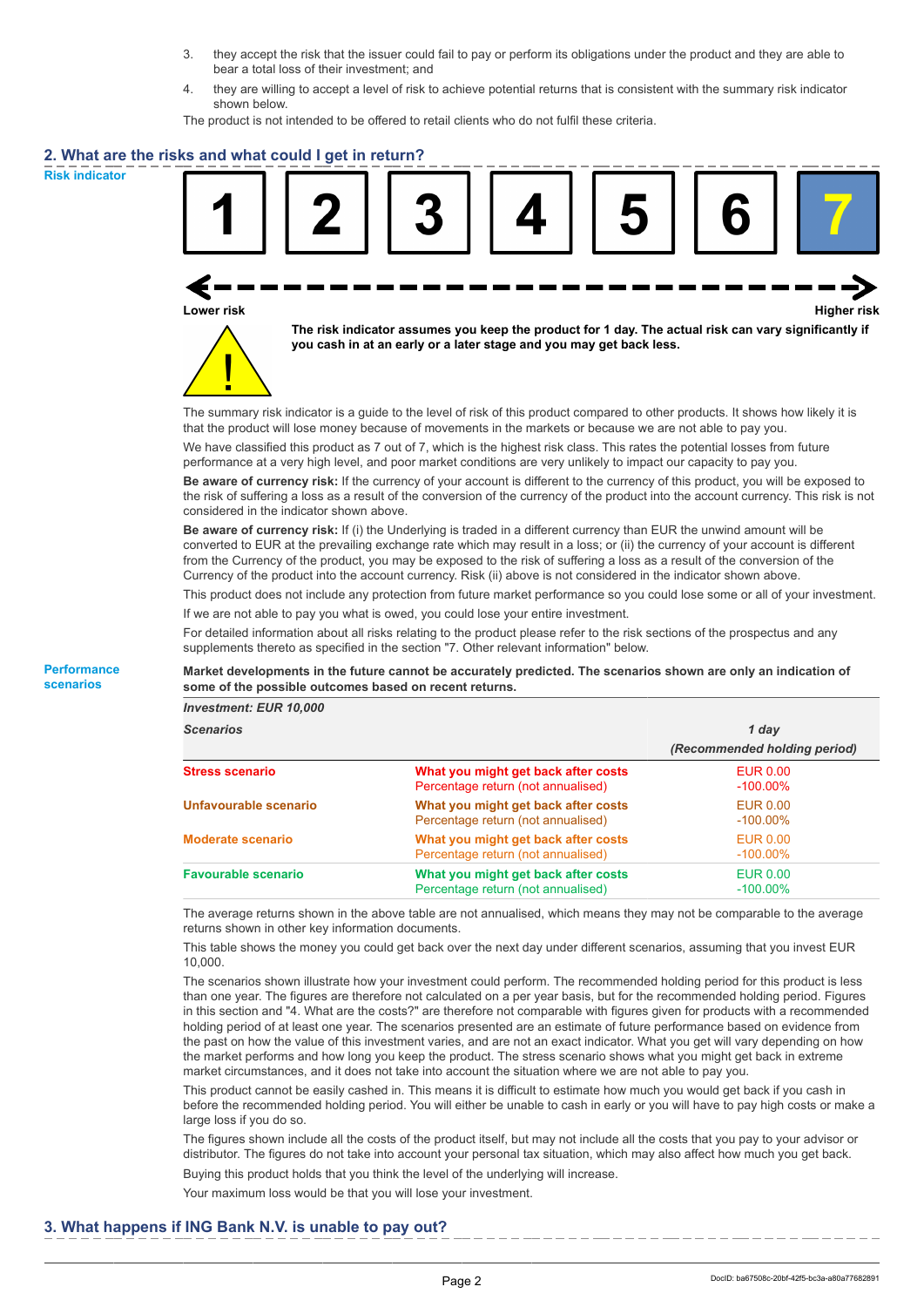3. they accept the risk that the issuer could fail to pay or perform its obligations under the product and they are able to bear a total loss of their investment; and
4. they are willing to accept a level of risk to achieve potential returns that is consistent with the summary risk indicator shown below.

The product is not intended to be offered to retail clients who do not fulfil these criteria.

## 2. What are the risks and what could I get in return?

**Risk indicator**

| 1 | 2 | 3 | 4 | 5 | 6 | **7** |
|---|---|---|---|---|---|---|

Lower risk ← → Higher risk

**The risk indicator assumes you keep the product for 1 day. The actual risk can vary significantly if you cash in at an early or a later stage and you may get back less.**

The summary risk indicator is a guide to the level of risk of this product compared to other products. It shows how likely it is that the product will lose money because of movements in the markets or because we are not able to pay you.

We have classified this product as 7 out of 7, which is the highest risk class. This rates the potential losses from future performance at a very high level, and poor market conditions are very unlikely to impact our capacity to pay you.

**Be aware of currency risk:** If the currency of your account is different to the currency of this product, you will be exposed to the risk of suffering a loss as a result of the conversion of the currency of the product into the account currency. This risk is not considered in the indicator shown above.

**Be aware of currency risk:** If (i) the Underlying is traded in a different currency than EUR the unwind amount will be converted to EUR at the prevailing exchange rate which may result in a loss; or (ii) the currency of your account is different from the Currency of the product, you may be exposed to the risk of suffering a loss as a result of the conversion of the Currency of the product into the account currency. Risk (ii) above is not considered in the indicator shown above.

This product does not include any protection from future market performance so you could lose some or all of your investment.

If we are not able to pay you what is owed, you could lose your entire investment.

For detailed information about all risks relating to the product please refer to the risk sections of the prospectus and any supplements thereto as specified in the section "7. Other relevant information" below.

**Performance scenarios**

**Market developments in the future cannot be accurately predicted. The scenarios shown are only an indication of some of the possible outcomes based on recent returns.**

| ***Investment: EUR 10,000*** | | |
|---|---|---|
| ***Scenarios*** | | ***1 day*** ***(Recommended holding period)*** |
| **Stress scenario** | **What you might get back after costs** Percentage return (not annualised) | EUR 0.00 -100.00% |
| **Unfavourable scenario** | **What you might get back after costs** Percentage return (not annualised) | EUR 0.00 -100.00% |
| **Moderate scenario** | **What you might get back after costs** Percentage return (not annualised) | EUR 0.00 -100.00% |
| **Favourable scenario** | **What you might get back after costs** Percentage return (not annualised) | EUR 0.00 -100.00% |

The average returns shown in the above table are not annualised, which means they may not be comparable to the average returns shown in other key information documents.

This table shows the money you could get back over the next day under different scenarios, assuming that you invest EUR 10,000.

The scenarios shown illustrate how your investment could perform. The recommended holding period for this product is less than one year. The figures are therefore not calculated on a per year basis, but for the recommended holding period. Figures in this section and "4. What are the costs?" are therefore not comparable with figures given for products with a recommended holding period of at least one year. The scenarios presented are an estimate of future performance based on evidence from the past on how the value of this investment varies, and are not an exact indicator. What you get will vary depending on how the market performs and how long you keep the product. The stress scenario shows what you might get back in extreme market circumstances, and it does not take into account the situation where we are not able to pay you.

This product cannot be easily cashed in. This means it is difficult to estimate how much you would get back if you cash in before the recommended holding period. You will either be unable to cash in early or you will have to pay high costs or make a large loss if you do so.

The figures shown include all the costs of the product itself, but may not include all the costs that you pay to your advisor or distributor. The figures do not take into account your personal tax situation, which may also affect how much you get back.

Buying this product holds that you think the level of the underlying will increase.

Your maximum loss would be that you will lose your investment.

## 3. What happens if ING Bank N.V. is unable to pay out?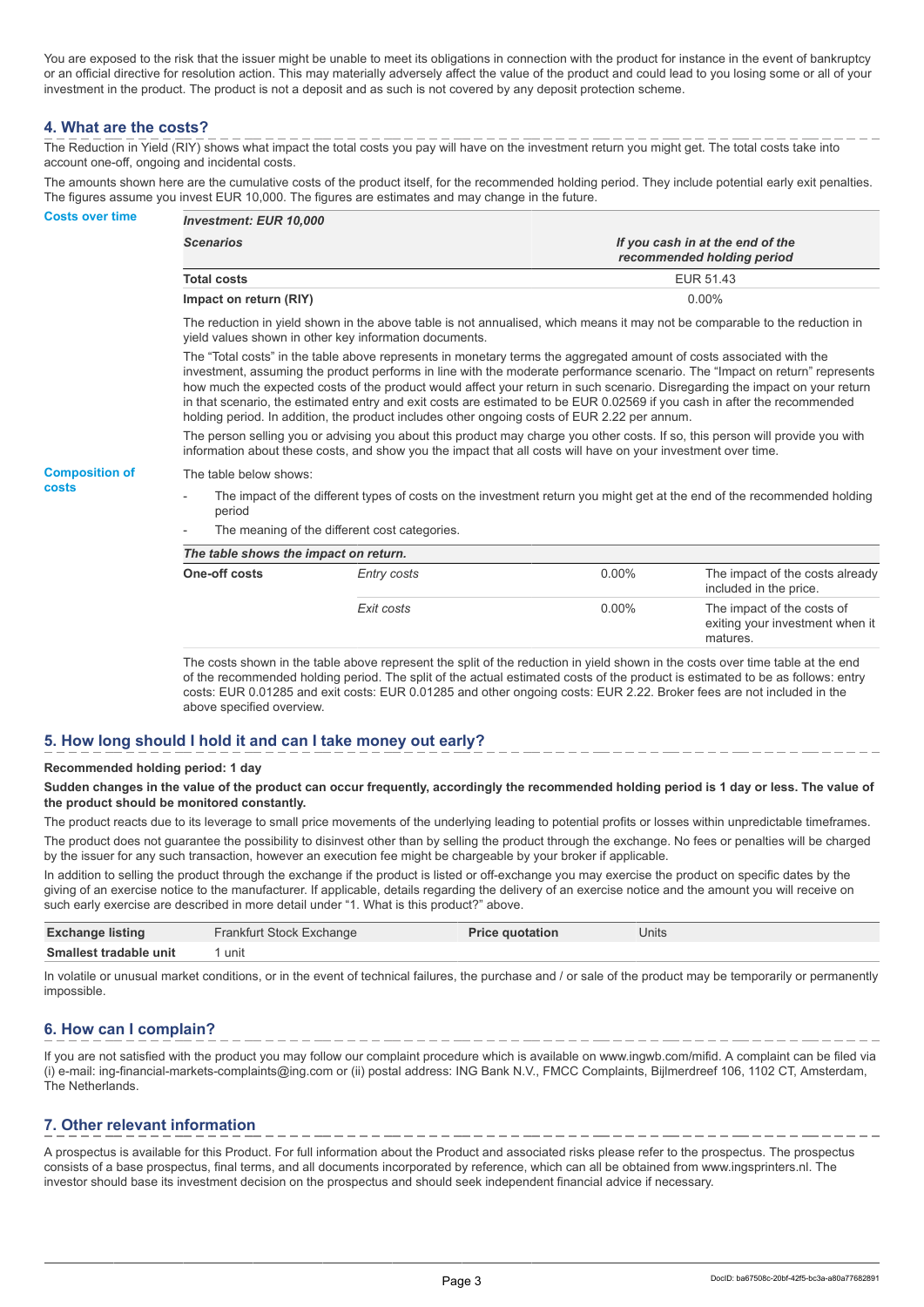You are exposed to the risk that the issuer might be unable to meet its obligations in connection with the product for instance in the event of bankruptcy or an official directive for resolution action. This may materially adversely affect the value of the product and could lead to you losing some or all of your investment in the product. The product is not a deposit and as such is not covered by any deposit protection scheme.

## 4. What are the costs?

The Reduction in Yield (RIY) shows what impact the total costs you pay will have on the investment return you might get. The total costs take into account one-off, ongoing and incidental costs.

The amounts shown here are the cumulative costs of the product itself, for the recommended holding period. They include potential early exit penalties. The figures assume you invest EUR 10,000. The figures are estimates and may change in the future.

### Costs over time

| *Investment: EUR 10,000* | |
|---|---|
| ***Scenarios*** | ***If you cash in at the end of the recommended holding period*** |
| **Total costs** | EUR 51.43 |
| **Impact on return (RIY)** | 0.00% |

The reduction in yield shown in the above table is not annualised, which means it may not be comparable to the reduction in yield values shown in other key information documents.

The "Total costs" in the table above represents in monetary terms the aggregated amount of costs associated with the investment, assuming the product performs in line with the moderate performance scenario. The "Impact on return" represents how much the expected costs of the product would affect your return in such scenario. Disregarding the impact on your return in that scenario, the estimated entry and exit costs are estimated to be EUR 0.02569 if you cash in after the recommended holding period. In addition, the product includes other ongoing costs of EUR 2.22 per annum.

The person selling you or advising you about this product may charge you other costs. If so, this person will provide you with information about these costs, and show you the impact that all costs will have on your investment over time.

### Composition of costs

The table below shows:

- The impact of the different types of costs on the investment return you might get at the end of the recommended holding period
- The meaning of the different cost categories.

| *The table shows the impact on return.* | | | |
|---|---|---|---|
| **One-off costs** | *Entry costs* | 0.00% | The impact of the costs already included in the price. |
| | *Exit costs* | 0.00% | The impact of the costs of exiting your investment when it matures. |

The costs shown in the table above represent the split of the reduction in yield shown in the costs over time table at the end of the recommended holding period. The split of the actual estimated costs of the product is estimated to be as follows: entry costs: EUR 0.01285 and exit costs: EUR 0.01285 and other ongoing costs: EUR 2.22. Broker fees are not included in the above specified overview.

## 5. How long should I hold it and can I take money out early?

**Recommended holding period: 1 day**

**Sudden changes in the value of the product can occur frequently, accordingly the recommended holding period is 1 day or less. The value of the product should be monitored constantly.**

The product reacts due to its leverage to small price movements of the underlying leading to potential profits or losses within unpredictable timeframes.

The product does not guarantee the possibility to disinvest other than by selling the product through the exchange. No fees or penalties will be charged by the issuer for any such transaction, however an execution fee might be chargeable by your broker if applicable.

In addition to selling the product through the exchange if the product is listed or off-exchange you may exercise the product on specific dates by the giving of an exercise notice to the manufacturer. If applicable, details regarding the delivery of an exercise notice and the amount you will receive on such early exercise are described in more detail under "1. What is this product?" above.

| **Exchange listing** | Frankfurt Stock Exchange | **Price quotation** | Units |
|---|---|---|---|
| **Smallest tradable unit** | 1 unit | | |

In volatile or unusual market conditions, or in the event of technical failures, the purchase and / or sale of the product may be temporarily or permanently impossible.

## 6. How can I complain?

If you are not satisfied with the product you may follow our complaint procedure which is available on www.ingwb.com/mifid. A complaint can be filed via (i) e-mail: ing-financial-markets-complaints@ing.com or (ii) postal address: ING Bank N.V., FMCC Complaints, Bijlmerdreef 106, 1102 CT, Amsterdam, The Netherlands.

## 7. Other relevant information

A prospectus is available for this Product. For full information about the Product and associated risks please refer to the prospectus. The prospectus consists of a base prospectus, final terms, and all documents incorporated by reference, which can all be obtained from www.ingsprinters.nl. The investor should base its investment decision on the prospectus and should seek independent financial advice if necessary.